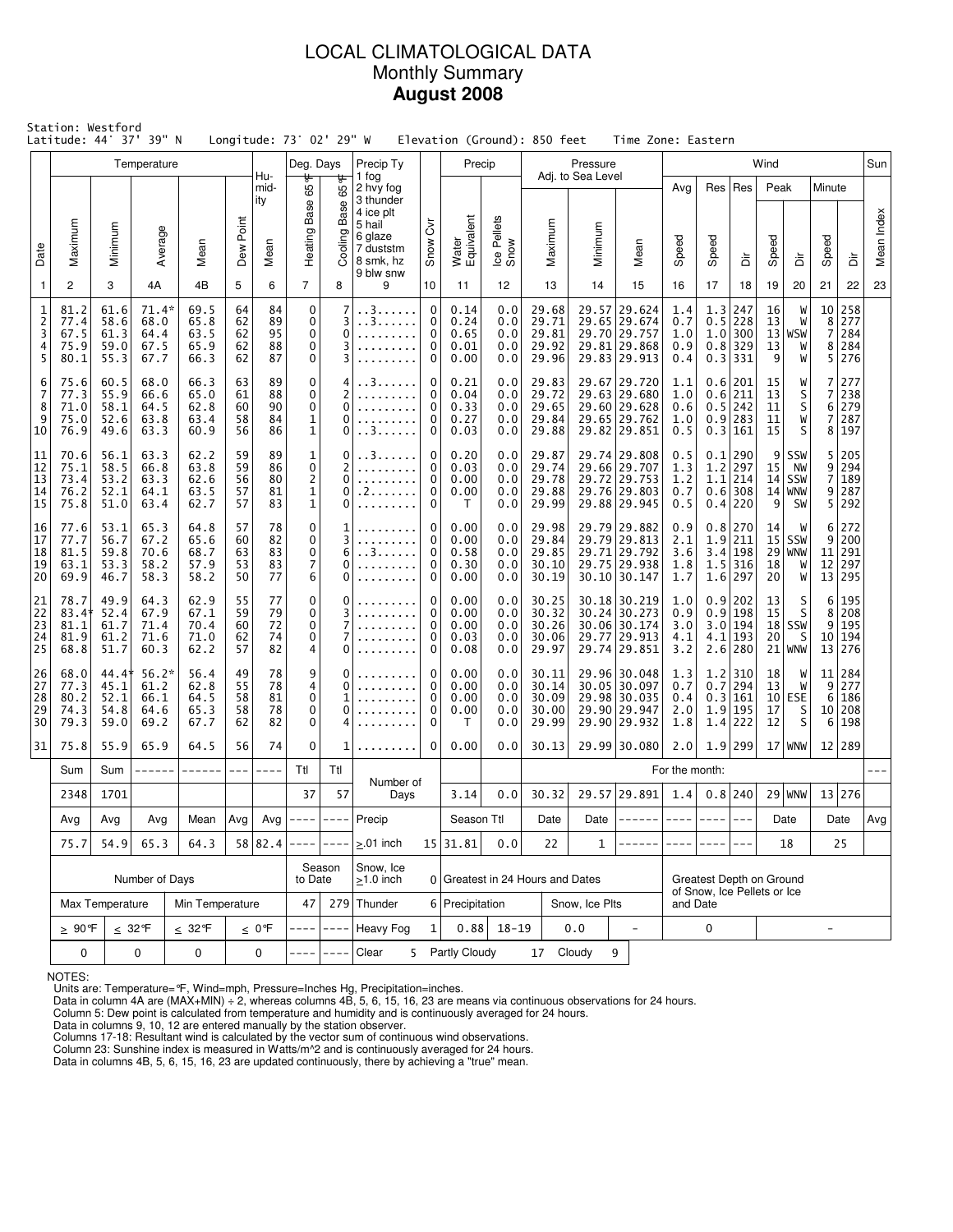# LOCAL CLIMATOLOGICAL DATA
## Monthly Summary
**August 2008**

Station: Westford
Latitude: 44° 37' 39" N    Longitude: 73° 02' 29" W    Elevation (Ground): 850 feet    Time Zone: Eastern

| Date | Temp Maximum | Temp Minimum | Temp Average | Temp Mean | Dew Point | Humidity Mean | Heating Base 65°F | Cooling Base 65°F | Precip Ty (1 fog 2 hvy fog 3 thunder 4 ice plt 5 hail 6 glaze 7 duststm 8 smk, hz 9 blw snw) | Snow Cvr | Water Equivalent | Ice Pellets Snow | Pressure Maximum | Pressure Minimum | Pressure Mean | Wind Avg Speed | Res Speed | Res Dir | Peak Speed | Peak Dir | Minute Speed | Minute Dir | Sun Mean Index |
|---|---|---|---|---|---|---|---|---|---|---|---|---|---|---|---|---|---|---|---|---|---|---|---|
| 1 | 2 | 3 | 4A | 4B | 5 | 6 | 7 | 8 | 9 | 10 | 11 | 12 | 13 | 14 | 15 | 16 | 17 | 18 | 19 | 20 | 21 | 22 | 23 |
| 1 | 81.2 | 61.6 | 71.4* | 69.5 | 64 | 84 | 0 | 7 | ..3...... | 0 | 0.14 | 0.0 | 29.68 | 29.57 | 29.624 | 1.4 | 1.3 | 247 | 16 | W | 10 | 258 | |
| 2 | 77.4 | 58.6 | 68.0 | 65.8 | 62 | 89 | 0 | 3 | ..3...... | 0 | 0.24 | 0.0 | 29.71 | 29.65 | 29.674 | 0.7 | 0.5 | 228 | 13 | W | 8 | 277 | |
| 3 | 67.5 | 61.3 | 64.4 | 63.5 | 62 | 95 | 0 | 0 | ......... | 0 | 0.65 | 0.0 | 29.81 | 29.70 | 29.757 | 1.0 | 1.0 | 300 | 13 | WSW | 7 | 284 | |
| 4 | 75.9 | 59.0 | 67.5 | 65.9 | 62 | 88 | 0 | 3 | ......... | 0 | 0.01 | 0.0 | 29.92 | 29.81 | 29.868 | 0.9 | 0.8 | 329 | 13 | W | 8 | 284 | |
| 5 | 80.1 | 55.3 | 67.7 | 66.3 | 62 | 87 | 0 | 3 | ......... | 0 | 0.00 | 0.0 | 29.96 | 29.83 | 29.913 | 0.4 | 0.3 | 331 | 9 | W | 5 | 276 | |
| 6 | 75.6 | 60.5 | 68.0 | 66.3 | 63 | 89 | 0 | 4 | ..3...... | 0 | 0.21 | 0.0 | 29.83 | 29.67 | 29.720 | 1.1 | 0.6 | 201 | 15 | W | 7 | 277 | |
| 7 | 77.3 | 55.9 | 66.6 | 65.0 | 61 | 88 | 0 | 2 | ......... | 0 | 0.04 | 0.0 | 29.72 | 29.63 | 29.680 | 1.0 | 0.6 | 211 | 13 | S | 7 | 238 | |
| 8 | 71.0 | 58.1 | 64.5 | 62.8 | 60 | 90 | 0 | 0 | ......... | 0 | 0.33 | 0.0 | 29.65 | 29.60 | 29.628 | 0.6 | 0.5 | 242 | 11 | S | 6 | 279 | |
| 9 | 75.0 | 52.6 | 63.8 | 63.4 | 58 | 84 | 1 | 0 | ......... | 0 | 0.27 | 0.0 | 29.84 | 29.65 | 29.762 | 1.0 | 0.9 | 283 | 11 | W | 7 | 287 | |
| 10 | 76.9 | 49.6 | 63.3 | 60.9 | 56 | 86 | 1 | 0 | ..3...... | 0 | 0.03 | 0.0 | 29.88 | 29.82 | 29.851 | 0.5 | 0.3 | 161 | 15 | S | 8 | 197 | |
| 11 | 70.6 | 56.1 | 63.3 | 62.2 | 59 | 89 | 1 | 0 | ..3...... | 0 | 0.20 | 0.0 | 29.87 | 29.74 | 29.808 | 0.5 | 0.1 | 290 | 9 | SSW | 5 | 205 | |
| 12 | 75.1 | 58.5 | 66.8 | 63.8 | 59 | 86 | 0 | 2 | ......... | 0 | 0.03 | 0.0 | 29.74 | 29.66 | 29.707 | 1.3 | 1.2 | 297 | 15 | NW | 9 | 294 | |
| 13 | 73.4 | 53.2 | 63.3 | 62.6 | 56 | 80 | 2 | 0 | ......... | 0 | 0.00 | 0.0 | 29.78 | 29.72 | 29.753 | 1.2 | 1.1 | 214 | 14 | SSW | 7 | 189 | |
| 14 | 76.2 | 52.1 | 64.1 | 63.5 | 57 | 81 | 1 | 0 | .2....... | 0 | 0.00 | 0.0 | 29.88 | 29.76 | 29.803 | 0.7 | 0.6 | 308 | 14 | WNW | 9 | 287 | |
| 15 | 75.8 | 51.0 | 63.4 | 62.7 | 57 | 83 | 1 | 0 | ......... | 0 | T | 0.0 | 29.99 | 29.88 | 29.945 | 0.5 | 0.4 | 220 | 9 | SW | 5 | 292 | |
| 16 | 77.6 | 53.1 | 65.3 | 64.8 | 57 | 78 | 0 | 1 | ......... | 0 | 0.00 | 0.0 | 29.98 | 29.79 | 29.882 | 0.9 | 0.8 | 270 | 14 | W | 6 | 272 | |
| 17 | 77.7 | 56.7 | 67.2 | 65.6 | 60 | 82 | 0 | 3 | ......... | 0 | 0.00 | 0.0 | 29.84 | 29.79 | 29.813 | 2.1 | 1.9 | 211 | 15 | SSW | 9 | 200 | |
| 18 | 81.5 | 59.8 | 70.6 | 68.7 | 63 | 83 | 0 | 6 | ..3...... | 0 | 0.58 | 0.0 | 29.85 | 29.71 | 29.792 | 3.6 | 3.4 | 198 | 29 | WNW | 11 | 291 | |
| 19 | 63.1 | 53.3 | 58.2 | 57.9 | 53 | 83 | 7 | 0 | ......... | 0 | 0.30 | 0.0 | 30.10 | 29.75 | 29.938 | 1.8 | 1.5 | 316 | 18 | W | 12 | 297 | |
| 20 | 69.9 | 46.7 | 58.3 | 58.2 | 50 | 77 | 6 | 0 | ......... | 0 | 0.00 | 0.0 | 30.19 | 30.10 | 30.147 | 1.7 | 1.6 | 297 | 20 | W | 13 | 295 | |
| 21 | 78.7 | 49.9 | 64.3 | 62.9 | 55 | 77 | 0 | 0 | ......... | 0 | 0.00 | 0.0 | 30.25 | 30.18 | 30.219 | 1.0 | 0.9 | 202 | 13 | S | 6 | 195 | |
| 22 | 83.4* | 52.4 | 67.9 | 67.1 | 59 | 79 | 0 | 3 | ......... | 0 | 0.00 | 0.0 | 30.32 | 30.24 | 30.273 | 0.9 | 0.9 | 198 | 15 | S | 8 | 208 | |
| 23 | 81.1 | 61.7 | 71.4 | 70.4 | 60 | 72 | 0 | 7 | ......... | 0 | 0.00 | 0.0 | 30.26 | 30.06 | 30.174 | 3.0 | 3.0 | 194 | 18 | SSW | 9 | 195 | |
| 24 | 81.9 | 61.2 | 71.6 | 71.0 | 62 | 74 | 0 | 7 | ......... | 0 | 0.03 | 0.0 | 30.06 | 29.77 | 29.913 | 4.1 | 4.1 | 193 | 20 | S | 10 | 194 | |
| 25 | 68.8 | 51.7 | 60.3 | 62.2 | 57 | 82 | 4 | 0 | ......... | 0 | 0.08 | 0.0 | 29.97 | 29.74 | 29.851 | 3.2 | 2.6 | 280 | 21 | WNW | 13 | 276 | |
| 26 | 68.0 | 44.4* | 56.2* | 56.4 | 49 | 78 | 9 | 0 | ......... | 0 | 0.00 | 0.0 | 30.11 | 29.96 | 30.048 | 1.3 | 1.2 | 310 | 18 | W | 11 | 284 | |
| 27 | 77.3 | 45.1 | 61.2 | 62.8 | 55 | 78 | 4 | 0 | ......... | 0 | 0.00 | 0.0 | 30.14 | 30.05 | 30.097 | 0.7 | 0.7 | 294 | 13 | W | 9 | 277 | |
| 28 | 80.2 | 52.1 | 66.1 | 64.5 | 58 | 81 | 0 | 1 | ......... | 0 | 0.00 | 0.0 | 30.09 | 29.98 | 30.035 | 0.4 | 0.3 | 161 | 10 | ESE | 6 | 186 | |
| 29 | 74.3 | 54.8 | 64.6 | 65.3 | 58 | 78 | 0 | 0 | ......... | 0 | 0.00 | 0.0 | 30.00 | 29.90 | 29.947 | 2.0 | 1.9 | 195 | 17 | S | 10 | 208 | |
| 30 | 79.3 | 59.0 | 69.2 | 67.7 | 62 | 82 | 0 | 4 | ......... | 0 | T | 0.0 | 29.99 | 29.90 | 29.932 | 1.8 | 1.4 | 222 | 12 | S | 6 | 198 | |
| 31 | 75.8 | 55.9 | 65.9 | 64.5 | 56 | 74 | 0 | 1 | ......... | 0 | 0.00 | 0.0 | 30.13 | 29.99 | 30.080 | 2.0 | 1.9 | 299 | 17 | WNW | 12 | 289 | |

| | Sum | Sum | ------ | ------ | --- | ---- | Ttl | Ttl | Number of Days | | | | For the month: | | | | | | | | | | --- |
|---|---|---|---|---|---|---|---|---|---|---|---|---|---|---|---|---|---|---|---|---|---|---|---|
| | 2348 | 1701 | | | | | 37 | 57 | | | 3.14 | 0.0 | 30.32 | 29.57 | 29.891 | 1.4 | 0.8 | 240 | 29 | WNW | 13 | 276 | |
| | Avg | Avg | Avg | Mean | Avg | Avg | ---- | ---- | Precip | | Season Ttl | | Date | Date | ------ | ---- | ---- | --- | Date | | Date | | Avg |
| | 75.7 | 54.9 | 65.3 | 64.3 | 58 | 82.4 | ---- | ---- | ≥.01 inch | 15 | 31.81 | 0.0 | 22 | 1 | ------ | ---- | ---- | --- | 18 | | 25 | | |

| Number of Days | | | | Season to Date | | Snow, Ice ≥1.0 inch | 0 | Greatest in 24 Hours and Dates | | | | Greatest Depth on Ground of Snow, Ice Pellets or Ice and Date | |
|---|---|---|---|---|---|---|---|---|---|---|---|---|---|
| Max Temperature | | Min Temperature | | 47 | 279 | Thunder | 6 | Precipitation | | Snow, Ice Plts | | | |
| ≥ 90°F | ≤ 32°F | ≤ 32°F | ≤ 0°F | ---- | ---- | Heavy Fog | 1 | 0.88 | 18-19 | 0.0 | - | 0 | - |
| 0 | 0 | 0 | 0 | ---- | ---- | Clear | 5 | Partly Cloudy | 17 | Cloudy | 9 | | |

NOTES:
Units are: Temperature=°F, Wind=mph, Pressure=Inches Hg, Precipitation=inches.
Data in column 4A are (MAX+MIN) ÷ 2, whereas columns 4B, 5, 6, 15, 16, 23 are means via continuous observations for 24 hours.
Column 5: Dew point is calculated from temperature and humidity and is continuously averaged for 24 hours.
Data in columns 9, 10, 12 are entered manually by the station observer.
Columns 17-18: Resultant wind is calculated by the vector sum of continuous wind observations.
Column 23: Sunshine index is measured in Watts/m^2 and is continuously averaged for 24 hours.
Data in columns 4B, 5, 6, 15, 16, 23 are updated continuously, there by achieving a "true" mean.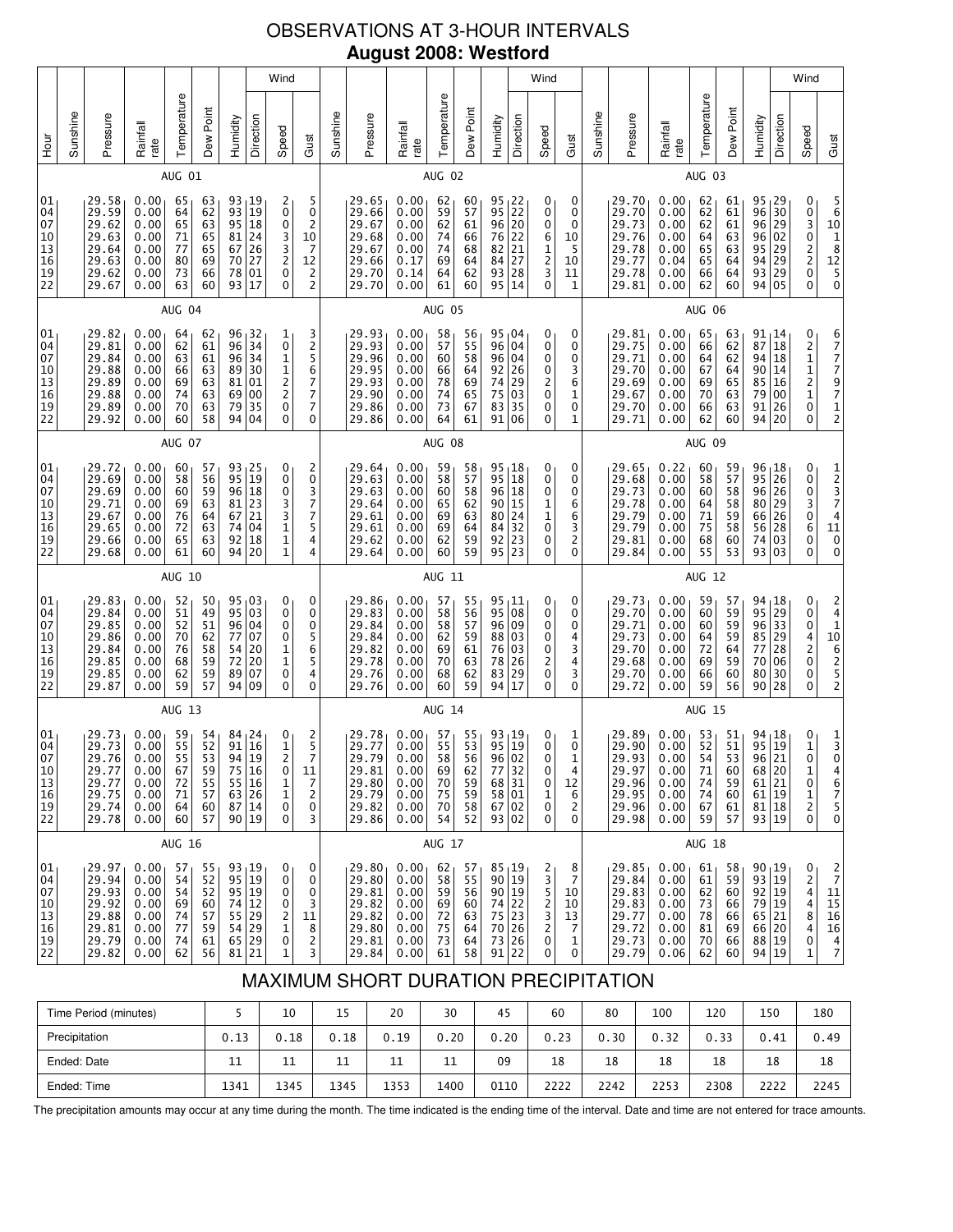# OBSERVATIONS AT 3-HOUR INTERVALS

## August 2008: Westford

### AUG 01

| Hour | Sunshine | Pressure | Rainfall rate | Temperature | Dew Point | Humidity | Wind Direction | Wind Speed | Wind Gust |
|---|---|---|---|---|---|---|---|---|---|
| 01 | | 29.58 | 0.00 | 65 | 63 | 93 | 19 | 2 | 5 |
| 04 | | 29.59 | 0.00 | 64 | 62 | 93 | 19 | 0 | 0 |
| 07 | | 29.62 | 0.00 | 65 | 63 | 95 | 18 | 0 | 2 |
| 10 | | 29.63 | 0.00 | 71 | 65 | 81 | 24 | 3 | 10 |
| 13 | | 29.64 | 0.00 | 77 | 65 | 67 | 26 | 3 | 7 |
| 16 | | 29.63 | 0.00 | 80 | 69 | 70 | 27 | 2 | 12 |
| 19 | | 29.62 | 0.00 | 73 | 66 | 78 | 01 | 0 | 2 |
| 22 | | 29.67 | 0.00 | 63 | 60 | 93 | 17 | 0 | 2 |

### AUG 02

| Hour | Sunshine | Pressure | Rainfall rate | Temperature | Dew Point | Humidity | Wind Direction | Wind Speed | Wind Gust |
|---|---|---|---|---|---|---|---|---|---|
| 01 | | 29.65 | 0.00 | 62 | 60 | 95 | 22 | 0 | 0 |
| 04 | | 29.66 | 0.00 | 59 | 57 | 95 | 22 | 0 | 0 |
| 07 | | 29.67 | 0.00 | 62 | 61 | 96 | 20 | 0 | 0 |
| 10 | | 29.68 | 0.00 | 74 | 66 | 76 | 22 | 6 | 10 |
| 13 | | 29.67 | 0.00 | 74 | 68 | 82 | 21 | 1 | 5 |
| 16 | | 29.66 | 0.17 | 69 | 64 | 84 | 27 | 2 | 10 |
| 19 | | 29.70 | 0.14 | 64 | 62 | 93 | 28 | 3 | 11 |
| 22 | | 29.70 | 0.00 | 61 | 60 | 95 | 14 | 0 | 1 |

### AUG 03

| Hour | Sunshine | Pressure | Rainfall rate | Temperature | Dew Point | Humidity | Wind Direction | Wind Speed | Wind Gust |
|---|---|---|---|---|---|---|---|---|---|
| 01 | | 29.70 | 0.00 | 62 | 61 | 95 | 29 | 0 | 5 |
| 04 | | 29.70 | 0.00 | 62 | 61 | 96 | 30 | 0 | 6 |
| 07 | | 29.73 | 0.00 | 62 | 61 | 96 | 29 | 3 | 10 |
| 10 | | 29.76 | 0.00 | 64 | 63 | 96 | 02 | 0 | 1 |
| 13 | | 29.78 | 0.00 | 65 | 63 | 95 | 29 | 2 | 8 |
| 16 | | 29.77 | 0.04 | 65 | 64 | 94 | 29 | 2 | 12 |
| 19 | | 29.78 | 0.00 | 66 | 64 | 93 | 29 | 0 | 5 |
| 22 | | 29.81 | 0.00 | 62 | 60 | 94 | 05 | 0 | 0 |

### AUG 04

| Hour | Sunshine | Pressure | Rainfall rate | Temperature | Dew Point | Humidity | Wind Direction | Wind Speed | Wind Gust |
|---|---|---|---|---|---|---|---|---|---|
| 01 | | 29.82 | 0.00 | 64 | 62 | 96 | 32 | 1 | 3 |
| 04 | | 29.81 | 0.00 | 62 | 61 | 96 | 34 | 0 | 2 |
| 07 | | 29.84 | 0.00 | 63 | 61 | 96 | 34 | 1 | 5 |
| 10 | | 29.88 | 0.00 | 66 | 63 | 89 | 30 | 1 | 6 |
| 13 | | 29.89 | 0.00 | 69 | 63 | 81 | 01 | 2 | 7 |
| 16 | | 29.88 | 0.00 | 74 | 63 | 69 | 00 | 2 | 7 |
| 19 | | 29.89 | 0.00 | 70 | 63 | 79 | 35 | 0 | 7 |
| 22 | | 29.92 | 0.00 | 60 | 58 | 94 | 04 | 0 | 0 |

### AUG 05

| Hour | Sunshine | Pressure | Rainfall rate | Temperature | Dew Point | Humidity | Wind Direction | Wind Speed | Wind Gust |
|---|---|---|---|---|---|---|---|---|---|
| 01 | | 29.93 | 0.00 | 58 | 56 | 95 | 04 | 0 | 0 |
| 04 | | 29.93 | 0.00 | 57 | 55 | 96 | 04 | 0 | 0 |
| 07 | | 29.96 | 0.00 | 60 | 58 | 96 | 04 | 0 | 0 |
| 10 | | 29.95 | 0.00 | 66 | 64 | 92 | 26 | 0 | 3 |
| 13 | | 29.93 | 0.00 | 78 | 69 | 74 | 29 | 2 | 6 |
| 16 | | 29.90 | 0.00 | 74 | 65 | 75 | 03 | 0 | 1 |
| 19 | | 29.86 | 0.00 | 73 | 67 | 83 | 35 | 0 | 0 |
| 22 | | 29.86 | 0.00 | 64 | 61 | 91 | 06 | 0 | 1 |

### AUG 06

| Hour | Sunshine | Pressure | Rainfall rate | Temperature | Dew Point | Humidity | Wind Direction | Wind Speed | Wind Gust |
|---|---|---|---|---|---|---|---|---|---|
| 01 | | 29.81 | 0.00 | 65 | 63 | 91 | 14 | 0 | 6 |
| 04 | | 29.75 | 0.00 | 66 | 62 | 87 | 18 | 2 | 7 |
| 07 | | 29.71 | 0.00 | 64 | 62 | 94 | 18 | 1 | 7 |
| 10 | | 29.70 | 0.00 | 67 | 64 | 90 | 14 | 1 | 7 |
| 13 | | 29.69 | 0.00 | 69 | 65 | 85 | 16 | 2 | 9 |
| 16 | | 29.67 | 0.00 | 70 | 63 | 79 | 00 | 1 | 7 |
| 19 | | 29.70 | 0.00 | 66 | 63 | 91 | 26 | 0 | 1 |
| 22 | | 29.71 | 0.00 | 62 | 60 | 94 | 20 | 0 | 2 |

### AUG 07

| Hour | Sunshine | Pressure | Rainfall rate | Temperature | Dew Point | Humidity | Wind Direction | Wind Speed | Wind Gust |
|---|---|---|---|---|---|---|---|---|---|
| 01 | | 29.72 | 0.00 | 60 | 57 | 93 | 25 | 0 | 2 |
| 04 | | 29.69 | 0.00 | 58 | 56 | 95 | 19 | 0 | 0 |
| 07 | | 29.69 | 0.00 | 60 | 59 | 96 | 18 | 0 | 3 |
| 10 | | 29.71 | 0.00 | 69 | 63 | 81 | 23 | 3 | 7 |
| 13 | | 29.67 | 0.00 | 76 | 64 | 67 | 21 | 3 | 7 |
| 16 | | 29.65 | 0.00 | 72 | 63 | 74 | 04 | 1 | 5 |
| 19 | | 29.66 | 0.00 | 65 | 63 | 92 | 18 | 1 | 4 |
| 22 | | 29.68 | 0.00 | 61 | 60 | 94 | 20 | 1 | 4 |

### AUG 08

| Hour | Sunshine | Pressure | Rainfall rate | Temperature | Dew Point | Humidity | Wind Direction | Wind Speed | Wind Gust |
|---|---|---|---|---|---|---|---|---|---|
| 01 | | 29.64 | 0.00 | 59 | 58 | 95 | 18 | 0 | 0 |
| 04 | | 29.63 | 0.00 | 58 | 57 | 95 | 18 | 0 | 0 |
| 07 | | 29.63 | 0.00 | 60 | 58 | 96 | 18 | 0 | 0 |
| 10 | | 29.64 | 0.00 | 65 | 62 | 90 | 15 | 1 | 6 |
| 13 | | 29.61 | 0.00 | 69 | 63 | 80 | 24 | 1 | 6 |
| 16 | | 29.61 | 0.00 | 69 | 64 | 84 | 32 | 0 | 3 |
| 19 | | 29.62 | 0.00 | 62 | 59 | 92 | 23 | 0 | 2 |
| 22 | | 29.64 | 0.00 | 60 | 59 | 95 | 23 | 0 | 0 |

### AUG 09

| Hour | Sunshine | Pressure | Rainfall rate | Temperature | Dew Point | Humidity | Wind Direction | Wind Speed | Wind Gust |
|---|---|---|---|---|---|---|---|---|---|
| 01 | | 29.65 | 0.22 | 60 | 59 | 96 | 18 | 0 | 1 |
| 04 | | 29.68 | 0.00 | 58 | 57 | 95 | 26 | 0 | 2 |
| 07 | | 29.73 | 0.00 | 60 | 58 | 96 | 26 | 0 | 3 |
| 10 | | 29.78 | 0.00 | 64 | 58 | 80 | 29 | 3 | 7 |
| 13 | | 29.79 | 0.00 | 71 | 59 | 66 | 26 | 0 | 4 |
| 16 | | 29.79 | 0.00 | 75 | 58 | 56 | 28 | 6 | 11 |
| 19 | | 29.81 | 0.00 | 68 | 60 | 74 | 03 | 0 | 0 |
| 22 | | 29.84 | 0.00 | 55 | 53 | 93 | 03 | 0 | 0 |

### AUG 10

| Hour | Sunshine | Pressure | Rainfall rate | Temperature | Dew Point | Humidity | Wind Direction | Wind Speed | Wind Gust |
|---|---|---|---|---|---|---|---|---|---|
| 01 | | 29.83 | 0.00 | 52 | 50 | 95 | 03 | 0 | 0 |
| 04 | | 29.84 | 0.00 | 51 | 49 | 95 | 03 | 0 | 0 |
| 07 | | 29.85 | 0.00 | 52 | 51 | 96 | 04 | 0 | 0 |
| 10 | | 29.86 | 0.00 | 70 | 62 | 77 | 07 | 0 | 5 |
| 13 | | 29.84 | 0.00 | 76 | 58 | 54 | 20 | 1 | 6 |
| 16 | | 29.85 | 0.00 | 68 | 59 | 72 | 20 | 1 | 5 |
| 19 | | 29.85 | 0.00 | 62 | 59 | 89 | 07 | 0 | 4 |
| 22 | | 29.87 | 0.00 | 59 | 57 | 94 | 09 | 0 | 0 |

### AUG 11

| Hour | Sunshine | Pressure | Rainfall rate | Temperature | Dew Point | Humidity | Wind Direction | Wind Speed | Wind Gust |
|---|---|---|---|---|---|---|---|---|---|
| 01 | | 29.86 | 0.00 | 57 | 55 | 95 | 11 | 0 | 0 |
| 04 | | 29.83 | 0.00 | 58 | 56 | 95 | 08 | 0 | 0 |
| 07 | | 29.84 | 0.00 | 58 | 57 | 96 | 09 | 0 | 0 |
| 10 | | 29.84 | 0.00 | 62 | 59 | 88 | 03 | 0 | 4 |
| 13 | | 29.82 | 0.00 | 69 | 61 | 76 | 03 | 0 | 3 |
| 16 | | 29.78 | 0.00 | 70 | 63 | 78 | 26 | 2 | 4 |
| 19 | | 29.76 | 0.00 | 68 | 62 | 83 | 29 | 0 | 3 |
| 22 | | 29.76 | 0.00 | 60 | 59 | 94 | 17 | 0 | 0 |

### AUG 12

| Hour | Sunshine | Pressure | Rainfall rate | Temperature | Dew Point | Humidity | Wind Direction | Wind Speed | Wind Gust |
|---|---|---|---|---|---|---|---|---|---|
| 01 | | 29.73 | 0.00 | 59 | 57 | 94 | 18 | 0 | 2 |
| 04 | | 29.70 | 0.00 | 60 | 59 | 95 | 29 | 0 | 4 |
| 07 | | 29.71 | 0.00 | 60 | 59 | 96 | 33 | 0 | 1 |
| 10 | | 29.73 | 0.00 | 64 | 59 | 85 | 29 | 4 | 10 |
| 13 | | 29.70 | 0.00 | 72 | 64 | 77 | 28 | 2 | 6 |
| 16 | | 29.68 | 0.00 | 69 | 59 | 70 | 06 | 0 | 2 |
| 19 | | 29.70 | 0.00 | 66 | 60 | 80 | 30 | 0 | 5 |
| 22 | | 29.72 | 0.00 | 59 | 56 | 90 | 28 | 0 | 2 |

### AUG 13

| Hour | Sunshine | Pressure | Rainfall rate | Temperature | Dew Point | Humidity | Wind Direction | Wind Speed | Wind Gust |
|---|---|---|---|---|---|---|---|---|---|
| 01 | | 29.73 | 0.00 | 59 | 54 | 84 | 24 | 0 | 2 |
| 04 | | 29.73 | 0.00 | 55 | 52 | 91 | 16 | 1 | 5 |
| 07 | | 29.76 | 0.00 | 55 | 53 | 94 | 19 | 2 | 7 |
| 10 | | 29.77 | 0.00 | 67 | 59 | 75 | 16 | 0 | 11 |
| 13 | | 29.77 | 0.00 | 72 | 55 | 55 | 16 | 1 | 7 |
| 16 | | 29.77 | 0.00 | 71 | 57 | 63 | 26 | 1 | 2 |
| 19 | | 29.74 | 0.00 | 64 | 60 | 87 | 14 | 0 | 0 |
| 22 | | 29.78 | 0.00 | 60 | 57 | 90 | 19 | 0 | 3 |

### AUG 14

| Hour | Sunshine | Pressure | Rainfall rate | Temperature | Dew Point | Humidity | Wind Direction | Wind Speed | Wind Gust |
|---|---|---|---|---|---|---|---|---|---|
| 01 | | 29.78 | 0.00 | 57 | 55 | 93 | 19 | 0 | 1 |
| 04 | | 29.77 | 0.00 | 55 | 53 | 95 | 19 | 0 | 0 |
| 07 | | 29.79 | 0.00 | 58 | 56 | 96 | 02 | 0 | 1 |
| 10 | | 29.81 | 0.00 | 69 | 62 | 77 | 32 | 0 | 4 |
| 13 | | 29.80 | 0.00 | 70 | 59 | 68 | 31 | 0 | 12 |
| 16 | | 29.79 | 0.00 | 75 | 59 | 58 | 01 | 1 | 6 |
| 19 | | 29.82 | 0.00 | 70 | 58 | 67 | 02 | 0 | 2 |
| 22 | | 29.86 | 0.00 | 54 | 52 | 93 | 02 | 0 | 0 |

### AUG 15

| Hour | Sunshine | Pressure | Rainfall rate | Temperature | Dew Point | Humidity | Wind Direction | Wind Speed | Wind Gust |
|---|---|---|---|---|---|---|---|---|---|
| 01 | | 29.89 | 0.00 | 53 | 51 | 94 | 18 | 0 | 1 |
| 04 | | 29.90 | 0.00 | 52 | 51 | 95 | 19 | 1 | 3 |
| 07 | | 29.93 | 0.00 | 54 | 53 | 96 | 21 | 0 | 0 |
| 10 | | 29.97 | 0.00 | 71 | 60 | 68 | 20 | 1 | 4 |
| 13 | | 29.96 | 0.00 | 74 | 59 | 61 | 21 | 0 | 6 |
| 16 | | 29.95 | 0.00 | 74 | 60 | 61 | 19 | 1 | 7 |
| 19 | | 29.96 | 0.00 | 67 | 61 | 81 | 18 | 2 | 5 |
| 22 | | 29.98 | 0.00 | 59 | 57 | 93 | 19 | 0 | 0 |

### AUG 16

| Hour | Sunshine | Pressure | Rainfall rate | Temperature | Dew Point | Humidity | Wind Direction | Wind Speed | Wind Gust |
|---|---|---|---|---|---|---|---|---|---|
| 01 | | 29.97 | 0.00 | 57 | 55 | 93 | 19 | 0 | 0 |
| 04 | | 29.94 | 0.00 | 54 | 52 | 95 | 19 | 0 | 0 |
| 07 | | 29.93 | 0.00 | 54 | 52 | 95 | 19 | 0 | 0 |
| 10 | | 29.92 | 0.00 | 69 | 60 | 74 | 12 | 0 | 3 |
| 13 | | 29.88 | 0.00 | 74 | 57 | 55 | 29 | 2 | 11 |
| 16 | | 29.81 | 0.00 | 77 | 59 | 54 | 29 | 1 | 8 |
| 19 | | 29.79 | 0.00 | 74 | 61 | 65 | 29 | 0 | 2 |
| 22 | | 29.82 | 0.00 | 62 | 56 | 81 | 21 | 1 | 3 |

### AUG 17

| Hour | Sunshine | Pressure | Rainfall rate | Temperature | Dew Point | Humidity | Wind Direction | Wind Speed | Wind Gust |
|---|---|---|---|---|---|---|---|---|---|
| 01 | | 29.80 | 0.00 | 62 | 57 | 85 | 19 | 2 | 8 |
| 04 | | 29.80 | 0.00 | 58 | 55 | 90 | 19 | 3 | 7 |
| 07 | | 29.81 | 0.00 | 59 | 56 | 90 | 19 | 5 | 10 |
| 10 | | 29.82 | 0.00 | 69 | 60 | 74 | 22 | 2 | 10 |
| 13 | | 29.82 | 0.00 | 72 | 63 | 75 | 23 | 3 | 13 |
| 16 | | 29.80 | 0.00 | 75 | 64 | 74 | 23 | 2 | 7 |
| 19 | | 29.81 | 0.00 | 73 | 64 | 73 | 26 | 0 | 1 |
| 22 | | 29.84 | 0.00 | 61 | 58 | 91 | 22 | 0 | 0 |

### AUG 18

| Hour | Sunshine | Pressure | Rainfall rate | Temperature | Dew Point | Humidity | Wind Direction | Wind Speed | Wind Gust |
|---|---|---|---|---|---|---|---|---|---|
| 01 | | 29.85 | 0.00 | 61 | 58 | 90 | 19 | 0 | 2 |
| 04 | | 29.84 | 0.00 | 61 | 59 | 93 | 19 | 2 | 7 |
| 07 | | 29.83 | 0.00 | 62 | 60 | 92 | 19 | 4 | 11 |
| 10 | | 29.83 | 0.00 | 73 | 66 | 79 | 19 | 4 | 15 |
| 13 | | 29.77 | 0.00 | 78 | 66 | 65 | 21 | 8 | 16 |
| 16 | | 29.72 | 0.00 | 81 | 69 | 66 | 20 | 4 | 16 |
| 19 | | 29.73 | 0.00 | 70 | 66 | 88 | 19 | 0 | 4 |
| 22 | | 29.79 | 0.06 | 62 | 60 | 94 | 19 | 1 | 7 |

## MAXIMUM SHORT DURATION PRECIPITATION

| Time Period (minutes) | 5 | 10 | 15 | 20 | 30 | 45 | 60 | 80 | 100 | 120 | 150 | 180 |
|---|---|---|---|---|---|---|---|---|---|---|---|---|
| Precipitation | 0.13 | 0.18 | 0.18 | 0.19 | 0.20 | 0.20 | 0.23 | 0.30 | 0.32 | 0.33 | 0.41 | 0.49 |
| Ended: Date | 11 | 11 | 11 | 11 | 11 | 09 | 18 | 18 | 18 | 18 | 18 | 18 |
| Ended: Time | 1341 | 1345 | 1345 | 1353 | 1400 | 0110 | 2222 | 2242 | 2253 | 2308 | 2222 | 2245 |

The precipitation amounts may occur at any time during the month. The time indicated is the ending time of the interval. Date and time are not entered for trace amounts.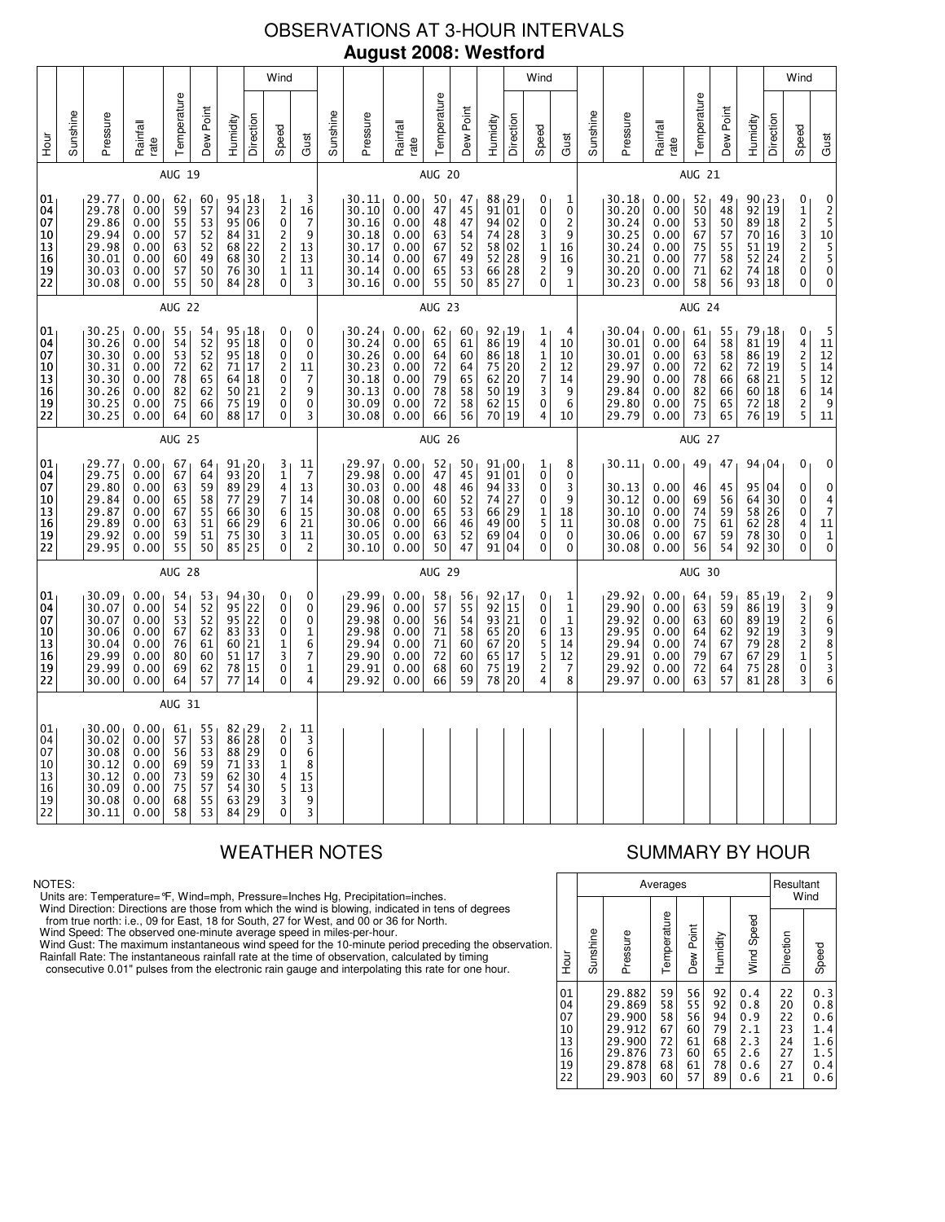# OBSERVATIONS AT 3-HOUR INTERVALS

## August 2008: Westford

### AUG 19

| Hour | Sunshine | Pressure | Rainfall rate | Temperature | Dew Point | Humidity | Wind Direction | Wind Speed | Wind Gust |
|---|---|---|---|---|---|---|---|---|---|
| 01 | | 29.77 | 0.00 | 62 | 60 | 95 | 18 | 1 | 3 |
| 04 | | 29.78 | 0.00 | 59 | 57 | 94 | 23 | 2 | 16 |
| 07 | | 29.86 | 0.00 | 55 | 53 | 95 | 06 | 0 | 7 |
| 10 | | 29.94 | 0.00 | 57 | 52 | 84 | 31 | 2 | 9 |
| 13 | | 29.98 | 0.00 | 63 | 52 | 68 | 22 | 2 | 13 |
| 16 | | 30.01 | 0.00 | 60 | 49 | 68 | 30 | 2 | 13 |
| 19 | | 30.03 | 0.00 | 57 | 50 | 76 | 30 | 1 | 11 |
| 22 | | 30.08 | 0.00 | 55 | 50 | 84 | 28 | 0 | 3 |

### AUG 20

| Hour | Sunshine | Pressure | Rainfall rate | Temperature | Dew Point | Humidity | Wind Direction | Wind Speed | Wind Gust |
|---|---|---|---|---|---|---|---|---|---|
| 01 | | 30.11 | 0.00 | 50 | 47 | 88 | 29 | 0 | 1 |
| 04 | | 30.10 | 0.00 | 47 | 45 | 91 | 01 | 0 | 0 |
| 07 | | 30.16 | 0.00 | 48 | 47 | 94 | 02 | 0 | 2 |
| 10 | | 30.18 | 0.00 | 63 | 54 | 74 | 28 | 3 | 9 |
| 13 | | 30.17 | 0.00 | 67 | 52 | 58 | 02 | 1 | 16 |
| 16 | | 30.14 | 0.00 | 67 | 49 | 52 | 28 | 9 | 16 |
| 19 | | 30.14 | 0.00 | 65 | 53 | 66 | 28 | 2 | 9 |
| 22 | | 30.16 | 0.00 | 55 | 50 | 85 | 27 | 0 | 1 |

### AUG 21

| Hour | Sunshine | Pressure | Rainfall rate | Temperature | Dew Point | Humidity | Wind Direction | Wind Speed | Wind Gust |
|---|---|---|---|---|---|---|---|---|---|
| 01 | | 30.18 | 0.00 | 52 | 49 | 90 | 23 | 0 | 0 |
| 04 | | 30.20 | 0.00 | 50 | 48 | 92 | 19 | 1 | 2 |
| 07 | | 30.24 | 0.00 | 53 | 50 | 89 | 18 | 2 | 5 |
| 10 | | 30.25 | 0.00 | 67 | 57 | 70 | 16 | 3 | 10 |
| 13 | | 30.24 | 0.00 | 75 | 55 | 51 | 19 | 2 | 5 |
| 16 | | 30.21 | 0.00 | 77 | 58 | 52 | 24 | 2 | 5 |
| 19 | | 30.20 | 0.00 | 71 | 62 | 74 | 18 | 0 | 0 |
| 22 | | 30.23 | 0.00 | 58 | 56 | 93 | 18 | 0 | 0 |

### AUG 22

| Hour | Sunshine | Pressure | Rainfall rate | Temperature | Dew Point | Humidity | Wind Direction | Wind Speed | Wind Gust |
|---|---|---|---|---|---|---|---|---|---|
| 01 | | 30.25 | 0.00 | 55 | 54 | 95 | 18 | 0 | 0 |
| 04 | | 30.26 | 0.00 | 54 | 52 | 95 | 18 | 0 | 0 |
| 07 | | 30.30 | 0.00 | 53 | 52 | 95 | 18 | 0 | 0 |
| 10 | | 30.31 | 0.00 | 72 | 62 | 71 | 17 | 2 | 11 |
| 13 | | 30.30 | 0.00 | 78 | 65 | 64 | 18 | 0 | 7 |
| 16 | | 30.26 | 0.00 | 82 | 62 | 50 | 21 | 2 | 9 |
| 19 | | 30.25 | 0.00 | 75 | 66 | 75 | 19 | 0 | 0 |
| 22 | | 30.25 | 0.00 | 64 | 60 | 88 | 17 | 0 | 3 |

### AUG 23

| Hour | Sunshine | Pressure | Rainfall rate | Temperature | Dew Point | Humidity | Wind Direction | Wind Speed | Wind Gust |
|---|---|---|---|---|---|---|---|---|---|
| 01 | | 30.24 | 0.00 | 62 | 60 | 92 | 19 | 1 | 4 |
| 04 | | 30.24 | 0.00 | 65 | 61 | 86 | 19 | 4 | 10 |
| 07 | | 30.26 | 0.00 | 64 | 60 | 86 | 18 | 1 | 10 |
| 10 | | 30.23 | 0.00 | 72 | 64 | 75 | 20 | 2 | 12 |
| 13 | | 30.18 | 0.00 | 79 | 65 | 62 | 20 | 7 | 14 |
| 16 | | 30.13 | 0.00 | 78 | 58 | 50 | 19 | 3 | 9 |
| 19 | | 30.09 | 0.00 | 72 | 58 | 62 | 15 | 0 | 6 |
| 22 | | 30.08 | 0.00 | 66 | 56 | 70 | 19 | 4 | 10 |

### AUG 24

| Hour | Sunshine | Pressure | Rainfall rate | Temperature | Dew Point | Humidity | Wind Direction | Wind Speed | Wind Gust |
|---|---|---|---|---|---|---|---|---|---|
| 01 | | 30.04 | 0.00 | 61 | 55 | 79 | 18 | 0 | 5 |
| 04 | | 30.01 | 0.00 | 64 | 58 | 81 | 19 | 4 | 11 |
| 07 | | 30.01 | 0.00 | 63 | 58 | 86 | 19 | 2 | 12 |
| 10 | | 29.97 | 0.00 | 72 | 62 | 72 | 19 | 5 | 14 |
| 13 | | 29.90 | 0.00 | 78 | 66 | 68 | 21 | 5 | 12 |
| 16 | | 29.84 | 0.00 | 82 | 66 | 60 | 18 | 6 | 14 |
| 19 | | 29.80 | 0.00 | 75 | 65 | 72 | 18 | 2 | 9 |
| 22 | | 29.79 | 0.00 | 73 | 65 | 76 | 19 | 5 | 11 |

### AUG 25

| Hour | Sunshine | Pressure | Rainfall rate | Temperature | Dew Point | Humidity | Wind Direction | Wind Speed | Wind Gust |
|---|---|---|---|---|---|---|---|---|---|
| 01 | | 29.77 | 0.00 | 67 | 64 | 91 | 20 | 3 | 11 |
| 04 | | 29.75 | 0.00 | 67 | 64 | 93 | 20 | 1 | 7 |
| 07 | | 29.80 | 0.00 | 63 | 59 | 89 | 29 | 4 | 13 |
| 10 | | 29.84 | 0.00 | 65 | 58 | 77 | 29 | 7 | 14 |
| 13 | | 29.87 | 0.00 | 67 | 55 | 66 | 30 | 6 | 15 |
| 16 | | 29.89 | 0.00 | 63 | 51 | 66 | 29 | 6 | 21 |
| 19 | | 29.92 | 0.00 | 59 | 51 | 75 | 30 | 3 | 11 |
| 22 | | 29.95 | 0.00 | 55 | 50 | 85 | 25 | 0 | 2 |

### AUG 26

| Hour | Sunshine | Pressure | Rainfall rate | Temperature | Dew Point | Humidity | Wind Direction | Wind Speed | Wind Gust |
|---|---|---|---|---|---|---|---|---|---|
| 01 | | 29.97 | 0.00 | 52 | 50 | 91 | 00 | 1 | 8 |
| 04 | | 29.98 | 0.00 | 47 | 45 | 91 | 01 | 0 | 0 |
| 07 | | 30.03 | 0.00 | 48 | 46 | 94 | 33 | 0 | 3 |
| 10 | | 30.08 | 0.00 | 60 | 52 | 74 | 27 | 0 | 9 |
| 13 | | 30.08 | 0.00 | 65 | 53 | 66 | 29 | 1 | 18 |
| 16 | | 30.06 | 0.00 | 66 | 46 | 49 | 00 | 5 | 11 |
| 19 | | 30.05 | 0.00 | 63 | 52 | 69 | 04 | 0 | 0 |
| 22 | | 30.10 | 0.00 | 50 | 47 | 91 | 04 | 0 | 0 |

### AUG 27

| Hour | Sunshine | Pressure | Rainfall rate | Temperature | Dew Point | Humidity | Wind Direction | Wind Speed | Wind Gust |
|---|---|---|---|---|---|---|---|---|---|
| 01 | | 30.11 | 0.00 | 49 | 47 | 94 | 04 | 0 | 0 |
| 04 | | | | | | | | | |
| 07 | | 30.13 | 0.00 | 46 | 45 | 95 | 04 | 0 | 0 |
| 10 | | 30.12 | 0.00 | 69 | 56 | 64 | 30 | 0 | 4 |
| 13 | | 30.10 | 0.00 | 74 | 59 | 58 | 26 | 0 | 7 |
| 16 | | 30.08 | 0.00 | 75 | 61 | 62 | 28 | 4 | 11 |
| 19 | | 30.06 | 0.00 | 67 | 59 | 78 | 30 | 0 | 1 |
| 22 | | 30.08 | 0.00 | 56 | 54 | 92 | 30 | 0 | 0 |

### AUG 28

| Hour | Sunshine | Pressure | Rainfall rate | Temperature | Dew Point | Humidity | Wind Direction | Wind Speed | Wind Gust |
|---|---|---|---|---|---|---|---|---|---|
| 01 | | 30.09 | 0.00 | 54 | 53 | 94 | 30 | 0 | 0 |
| 04 | | 30.07 | 0.00 | 54 | 52 | 95 | 22 | 0 | 0 |
| 07 | | 30.07 | 0.00 | 53 | 52 | 95 | 22 | 0 | 0 |
| 10 | | 30.06 | 0.00 | 67 | 62 | 83 | 33 | 0 | 1 |
| 13 | | 30.04 | 0.00 | 76 | 61 | 60 | 21 | 1 | 6 |
| 16 | | 29.99 | 0.00 | 80 | 60 | 51 | 17 | 3 | 7 |
| 19 | | 29.99 | 0.00 | 69 | 62 | 78 | 15 | 0 | 1 |
| 22 | | 30.00 | 0.00 | 64 | 57 | 77 | 14 | 0 | 4 |

### AUG 29

| Hour | Sunshine | Pressure | Rainfall rate | Temperature | Dew Point | Humidity | Wind Direction | Wind Speed | Wind Gust |
|---|---|---|---|---|---|---|---|---|---|
| 01 | | 29.99 | 0.00 | 58 | 56 | 92 | 17 | 0 | 1 |
| 04 | | 29.96 | 0.00 | 57 | 55 | 92 | 15 | 0 | 1 |
| 07 | | 29.98 | 0.00 | 56 | 54 | 93 | 21 | 0 | 1 |
| 10 | | 29.98 | 0.00 | 71 | 58 | 65 | 20 | 6 | 13 |
| 13 | | 29.94 | 0.00 | 71 | 60 | 67 | 20 | 5 | 14 |
| 16 | | 29.90 | 0.00 | 72 | 60 | 65 | 17 | 5 | 12 |
| 19 | | 29.91 | 0.00 | 68 | 60 | 75 | 19 | 2 | 7 |
| 22 | | 29.92 | 0.00 | 66 | 59 | 78 | 20 | 4 | 8 |

### AUG 30

| Hour | Sunshine | Pressure | Rainfall rate | Temperature | Dew Point | Humidity | Wind Direction | Wind Speed | Wind Gust |
|---|---|---|---|---|---|---|---|---|---|
| 01 | | 29.92 | 0.00 | 64 | 59 | 85 | 19 | 2 | 9 |
| 04 | | 29.90 | 0.00 | 63 | 59 | 86 | 19 | 3 | 9 |
| 07 | | 29.92 | 0.00 | 63 | 60 | 89 | 19 | 2 | 6 |
| 10 | | 29.95 | 0.00 | 64 | 62 | 92 | 19 | 3 | 9 |
| 13 | | 29.94 | 0.00 | 74 | 67 | 79 | 28 | 2 | 8 |
| 16 | | 29.91 | 0.00 | 79 | 67 | 67 | 29 | 1 | 5 |
| 19 | | 29.92 | 0.00 | 72 | 64 | 75 | 28 | 0 | 3 |
| 22 | | 29.97 | 0.00 | 63 | 57 | 81 | 28 | 3 | 6 |

### AUG 31

| Hour | Sunshine | Pressure | Rainfall rate | Temperature | Dew Point | Humidity | Wind Direction | Wind Speed | Wind Gust |
|---|---|---|---|---|---|---|---|---|---|
| 01 | | 30.00 | 0.00 | 61 | 55 | 82 | 29 | 2 | 11 |
| 04 | | 30.02 | 0.00 | 57 | 53 | 86 | 28 | 0 | 3 |
| 07 | | 30.08 | 0.00 | 56 | 53 | 88 | 29 | 0 | 6 |
| 10 | | 30.12 | 0.00 | 69 | 59 | 71 | 33 | 1 | 8 |
| 13 | | 30.12 | 0.00 | 73 | 59 | 62 | 30 | 4 | 15 |
| 16 | | 30.09 | 0.00 | 75 | 57 | 54 | 30 | 5 | 13 |
| 19 | | 30.08 | 0.00 | 68 | 55 | 63 | 29 | 3 | 9 |
| 22 | | 30.11 | 0.00 | 58 | 53 | 84 | 29 | 0 | 3 |

## WEATHER NOTES

NOTES:
Units are: Temperature=°F, Wind=mph, Pressure=Inches Hg, Precipitation=inches.
Wind Direction: Directions are those from which the wind is blowing, indicated in tens of degrees from true north: i.e., 09 for East, 18 for South, 27 for West, and 00 or 36 for North.
Wind Speed: The observed one-minute average speed in miles-per-hour.
Wind Gust: The maximum instantaneous wind speed for the 10-minute period preceding the observation.
Rainfall Rate: The instantaneous rainfall rate at the time of observation, calculated by timing consecutive 0.01" pulses from the electronic rain gauge and interpolating this rate for one hour.

## SUMMARY BY HOUR

| Hour | Averages: Sunshine | Pressure | Temperature | Dew Point | Humidity | Wind Speed | Resultant Wind: Direction | Speed |
|---|---|---|---|---|---|---|---|---|
| 01 | | 29.882 | 59 | 56 | 92 | 0.4 | 22 | 0.3 |
| 04 | | 29.869 | 58 | 55 | 92 | 0.8 | 20 | 0.8 |
| 07 | | 29.900 | 58 | 56 | 94 | 0.9 | 22 | 0.6 |
| 10 | | 29.912 | 67 | 60 | 79 | 2.1 | 23 | 1.4 |
| 13 | | 29.900 | 72 | 61 | 68 | 2.3 | 24 | 1.6 |
| 16 | | 29.876 | 73 | 60 | 65 | 2.6 | 27 | 1.5 |
| 19 | | 29.878 | 68 | 61 | 78 | 0.6 | 27 | 0.4 |
| 22 | | 29.903 | 60 | 57 | 89 | 0.6 | 21 | 0.6 |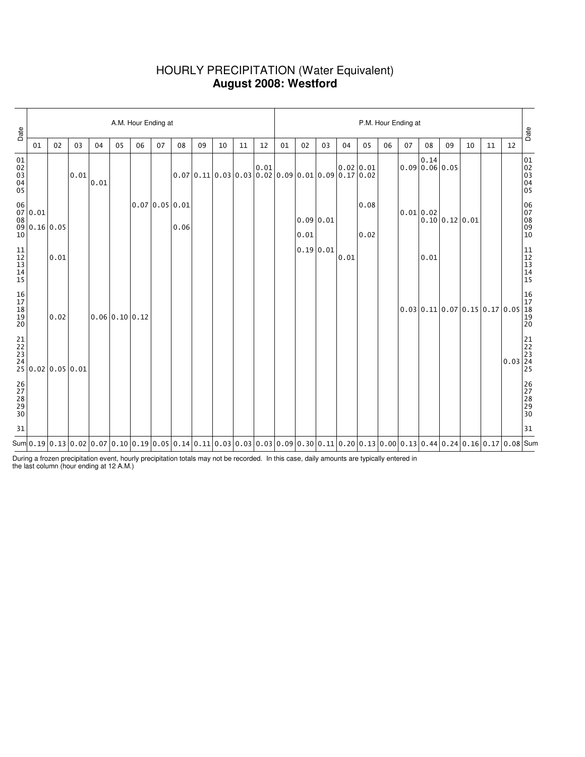# HOURLY PRECIPITATION (Water Equivalent)
## **August 2008: Westford**

| Date | A.M. 01 | 02 | 03 | 04 | 05 | 06 | 07 | 08 | 09 | 10 | 11 | 12 | P.M. 01 | 02 | 03 | 04 | 05 | 06 | 07 | 08 | 09 | 10 | 11 | 12 | Date |
|---|---|---|---|---|---|---|---|---|---|---|---|---|---|---|---|---|---|---|---|---|---|---|---|---|---|
| 01 | | | | | | | | | | | | | | | | | | | | 0.14 | | | | | 01 |
| 02 | | | | | | | | | | | | 0.01 | | | | 0.02 | 0.01 | | 0.09 | 0.06 | 0.05 | | | | 02 |
| 03 | | | 0.01 | | | | | 0.07 | 0.11 | 0.03 | 0.03 | 0.02 | 0.09 | 0.01 | 0.09 | 0.17 | 0.02 | | | | | | | | 03 |
| 04 | | | | 0.01 | | | | | | | | | | | | | | | | | | | | | 04 |
| 05 | | | | | | | | | | | | | | | | | | | | | | | | | 05 |
| 06 | | | | | | 0.07 | 0.05 | 0.01 | | | | | | | | | 0.08 | | | | | | | | 06 |
| 07 | 0.01 | | | | | | | | | | | | | | | | | | 0.01 | 0.02 | | | | | 07 |
| 08 | | | | | | | | | | | | | | 0.09 | 0.01 | | | | | 0.10 | 0.12 | 0.01 | | | 08 |
| 09 | 0.16 | 0.05 | | | | | | 0.06 | | | | | | | | | | | | | | | | | 09 |
| 10 | | | | | | | | | | | | | | 0.01 | | | 0.02 | | | | | | | | 10 |
| 11 | | | | | | | | | | | | | | 0.19 | 0.01 | | | | | | | | | | 11 |
| 12 | | 0.01 | | | | | | | | | | | | | | 0.01 | | | | 0.01 | | | | | 12 |
| 13 | | | | | | | | | | | | | | | | | | | | | | | | | 13 |
| 14 | | | | | | | | | | | | | | | | | | | | | | | | | 14 |
| 15 | | | | | | | | | | | | | | | | | | | | | | | | | 15 |
| 16 | | | | | | | | | | | | | | | | | | | | | | | | | 16 |
| 17 | | | | | | | | | | | | | | | | | | | | | | | | | 17 |
| 18 | | | | | | | | | | | | | | | | | | | 0.03 | 0.11 | 0.07 | 0.15 | 0.17 | 0.05 | 18 |
| 19 | | 0.02 | | 0.06 | 0.10 | 0.12 | | | | | | | | | | | | | | | | | | | 19 |
| 20 | | | | | | | | | | | | | | | | | | | | | | | | | 20 |
| 21 | | | | | | | | | | | | | | | | | | | | | | | | | 21 |
| 22 | | | | | | | | | | | | | | | | | | | | | | | | | 22 |
| 23 | | | | | | | | | | | | | | | | | | | | | | | | | 23 |
| 24 | | | | | | | | | | | | | | | | | | | | | | | | 0.03 | 24 |
| 25 | 0.02 | 0.05 | 0.01 | | | | | | | | | | | | | | | | | | | | | | 25 |
| 26 | | | | | | | | | | | | | | | | | | | | | | | | | 26 |
| 27 | | | | | | | | | | | | | | | | | | | | | | | | | 27 |
| 28 | | | | | | | | | | | | | | | | | | | | | | | | | 28 |
| 29 | | | | | | | | | | | | | | | | | | | | | | | | | 29 |
| 30 | | | | | | | | | | | | | | | | | | | | | | | | | 30 |
| 31 | | | | | | | | | | | | | | | | | | | | | | | | | 31 |
| Sum | 0.19 | 0.13 | 0.02 | 0.07 | 0.10 | 0.19 | 0.05 | 0.14 | 0.11 | 0.03 | 0.03 | 0.03 | 0.09 | 0.30 | 0.11 | 0.20 | 0.13 | 0.00 | 0.13 | 0.44 | 0.24 | 0.16 | 0.17 | 0.08 | Sum |

During a frozen precipitation event, hourly precipitation totals may not be recorded. In this case, daily amounts are typically entered in the last column (hour ending at 12 A.M.)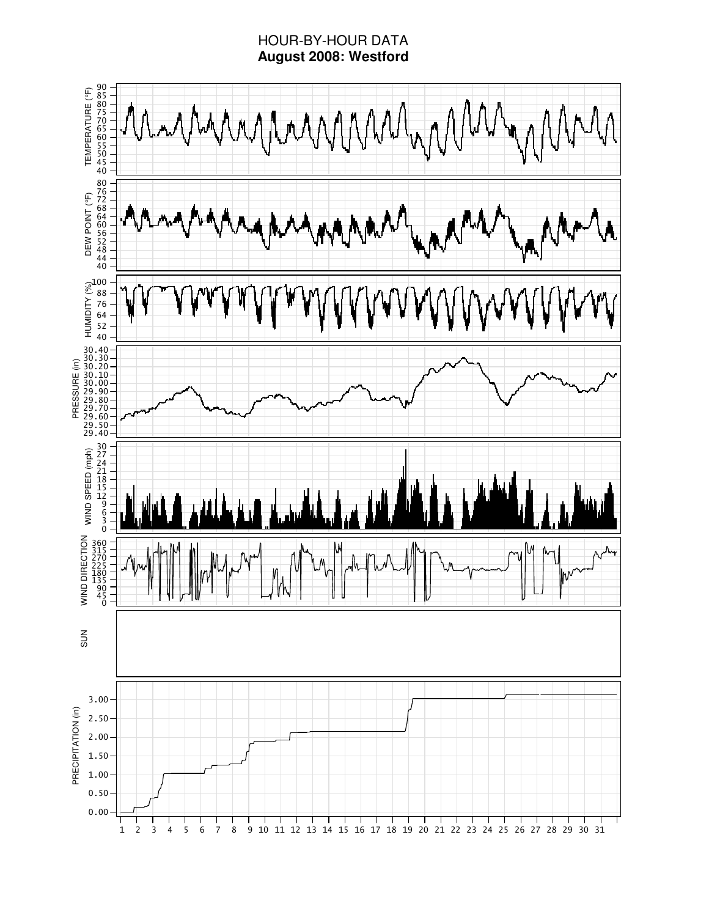# HOUR-BY-HOUR DATA

**August 2008: Westford**

TEMPERATURE (°F)

DEW POINT (°F)

HUMIDITY (%)

PRESSURE (in)

WIND SPEED (mph)

WIND DIRECTION

SUN

PRECIPITATION (in)

1 2 3 4 5 6 7 8 9 10 11 12 13 14 15 16 17 18 19 20 21 22 23 24 25 26 27 28 29 30 31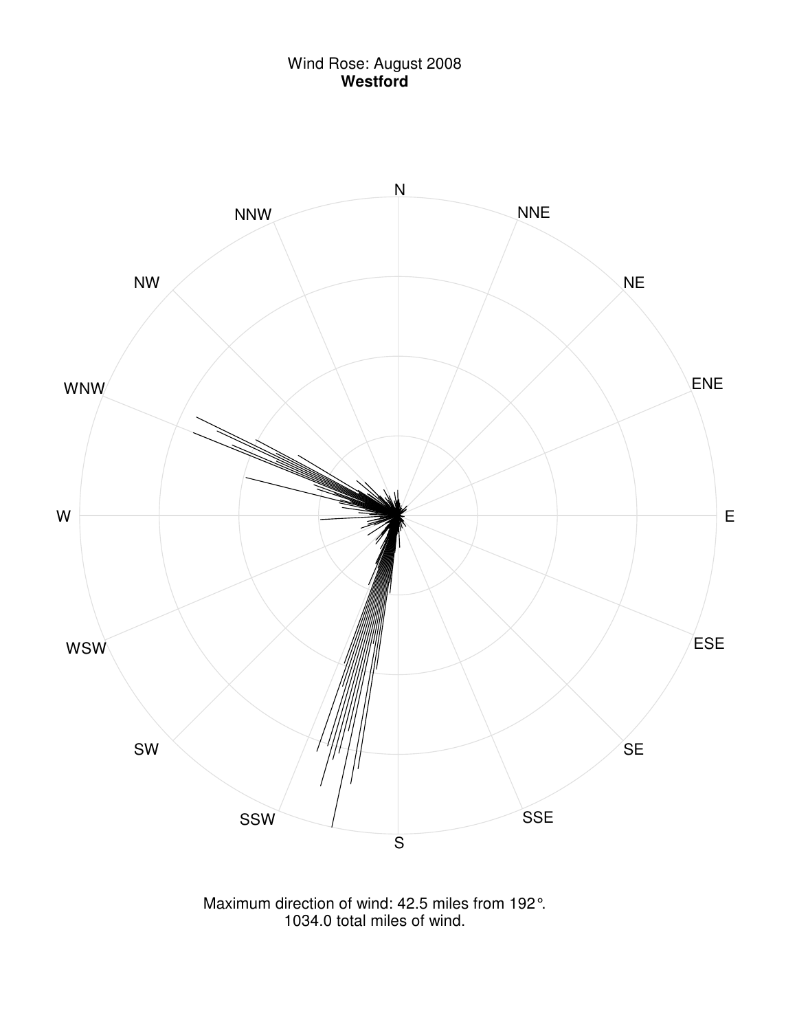Wind Rose: August 2008

**Westford**

N

NNE

NE

ENE

E

ESE

SE

SSE

S

SSW

SW

WSW

W

WNW

NW

NNW

Maximum direction of wind: 42.5 miles from 192°.

1034.0 total miles of wind.